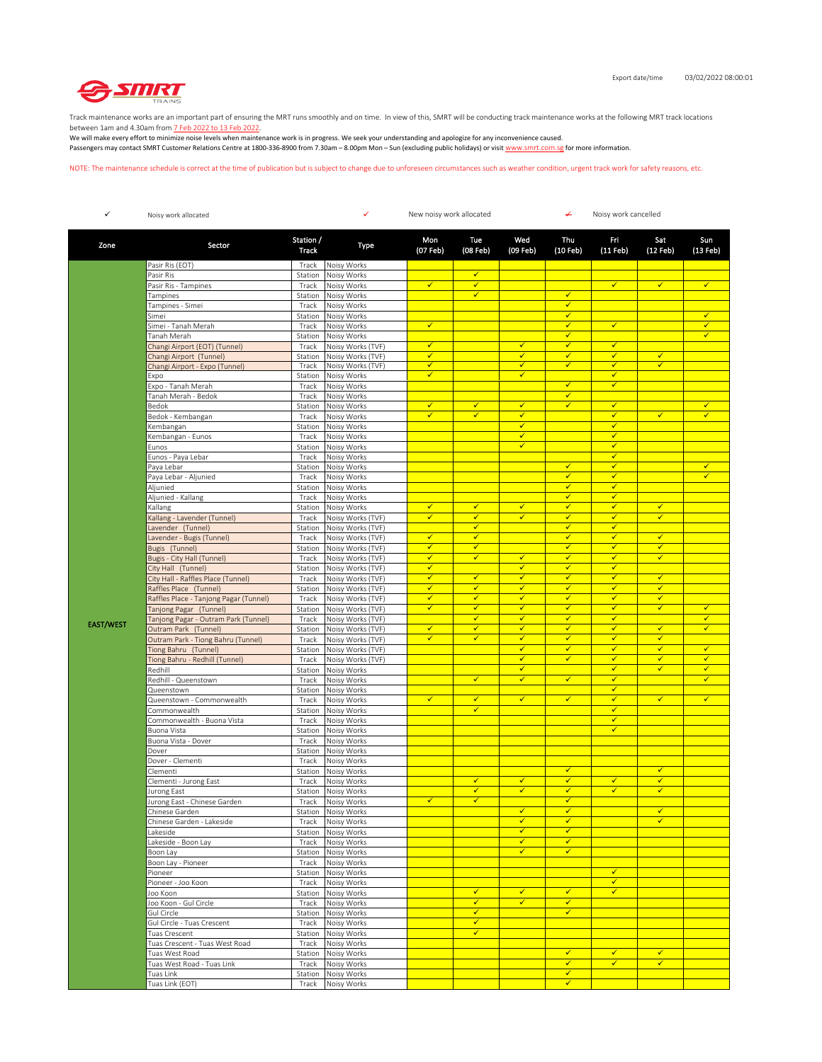SMRT TRAINS

Export date/time 03/02/2022 08:00:01

Track maintenance works are an important part of ensuring the MRT runs smoothly and on time. In view of this, SMRT will be conducting track maintenance works at the following MRT track locations between 1am and 4.30am from 7 Feb 2022 to 13 Feb 2022.

We will make every effort to minimize noise levels when maintenance work is in progress. We seek your understanding and apologize for any inconvenience caused.

Passengers may contact SMRT Customer Relations Centre at 1800-336-8900 from 7.30am – 8.00pm Mon – Sun (excluding public holidays) or visit www.smrt.com.sg for more information.

NOTE: The maintenance schedule is correct at the time of publication but is subject to change due to unforeseen circumstances such as weather condition, urgent track work for safety reasons, etc.

✓ Noisy work allocated | ✓ New noisy work allocated | ✓̶ Noisy work cancelled

| Zone | Sector | Station / Track | Type | Mon (07 Feb) | Tue (08 Feb) | Wed (09 Feb) | Thu (10 Feb) | Fri (11 Feb) | Sat (12 Feb) | Sun (13 Feb) |
|---|---|---|---|---|---|---|---|---|---|---|
| EAST/WEST | Pasir Ris (EOT) | Track | Noisy Works | | | | | | | |
| | Pasir Ris | Station | Noisy Works | | ✓ | | | | | |
| | Pasir Ris - Tampines | Track | Noisy Works | ✓ | ✓ | | | ✓ | ✓ | ✓ |
| | Tampines | Station | Noisy Works | | ✓ | | ✓ | | | |
| | Tampines - Simei | Track | Noisy Works | | | | ✓ | | | |
| | Simei | Station | Noisy Works | | | | ✓ | | | ✓ |
| | Simei - Tanah Merah | Track | Noisy Works | ✓ | | | ✓ | ✓ | | ✓ |
| | Tanah Merah | Station | Noisy Works | | | | ✓ | | | ✓ |
| | Changi Airport (EOT) (Tunnel) | Track | Noisy Works (TVF) | ✓ | | ✓ | ✓ | ✓ | | |
| | Changi Airport (Tunnel) | Station | Noisy Works (TVF) | ✓ | | ✓ | ✓ | ✓ | ✓ | |
| | Changi Airport - Expo (Tunnel) | Track | Noisy Works (TVF) | ✓ | | ✓ | ✓ | ✓ | ✓ | |
| | Expo | Station | Noisy Works | ✓ | | ✓ | | ✓ | | |
| | Expo - Tanah Merah | Track | Noisy Works | | | | ✓ | ✓ | | |
| | Tanah Merah - Bedok | Track | Noisy Works | | | | ✓ | | | |
| | Bedok | Station | Noisy Works | ✓ | ✓ | ✓ | ✓ | ✓ | | ✓ |
| | Bedok - Kembangan | Track | Noisy Works | ✓ | ✓ | ✓ | | ✓ | ✓ | ✓ |
| | Kembangan | Station | Noisy Works | | | ✓ | | ✓ | | |
| | Kembangan - Eunos | Track | Noisy Works | | | ✓ | | ✓ | | |
| | Eunos | Station | Noisy Works | | | ✓ | | ✓ | | |
| | Eunos - Paya Lebar | Track | Noisy Works | | | | | ✓ | | |
| | Paya Lebar | Station | Noisy Works | | | | ✓ | ✓ | | ✓ |
| | Paya Lebar - Aljunied | Track | Noisy Works | | | | ✓ | ✓ | | ✓ |
| | Aljunied | Station | Noisy Works | | | | ✓ | ✓ | | |
| | Aljunied - Kallang | Track | Noisy Works | | | | ✓ | ✓ | | |
| | Kallang | Station | Noisy Works | ✓ | ✓ | ✓ | ✓ | ✓ | ✓ | |
| | Kallang - Lavender (Tunnel) | Track | Noisy Works (TVF) | ✓ | ✓ | ✓ | ✓ | ✓ | ✓ | |
| | Lavender (Tunnel) | Station | Noisy Works (TVF) | | ✓ | | ✓ | ✓ | | |
| | Lavender - Bugis (Tunnel) | Track | Noisy Works (TVF) | ✓ | ✓ | | ✓ | ✓ | ✓ | |
| | Bugis (Tunnel) | Station | Noisy Works (TVF) | ✓ | ✓ | | ✓ | ✓ | ✓ | |
| | Bugis - City Hall (Tunnel) | Track | Noisy Works (TVF) | ✓ | ✓ | ✓ | ✓ | ✓ | ✓ | |
| | City Hall (Tunnel) | Station | Noisy Works (TVF) | ✓ | | ✓ | ✓ | ✓ | | |
| | City Hall - Raffles Place (Tunnel) | Track | Noisy Works (TVF) | ✓ | ✓ | ✓ | ✓ | ✓ | ✓ | |
| | Raffles Place (Tunnel) | Station | Noisy Works (TVF) | ✓ | ✓ | ✓ | ✓ | ✓ | ✓ | |
| | Raffles Place - Tanjong Pagar (Tunnel) | Track | Noisy Works (TVF) | ✓ | ✓ | ✓ | ✓ | ✓ | ✓ | |
| | Tanjong Pagar (Tunnel) | Station | Noisy Works (TVF) | ✓ | ✓ | ✓ | ✓ | ✓ | ✓ | ✓ |
| | Tanjong Pagar - Outram Park (Tunnel) | Track | Noisy Works (TVF) | | ✓ | ✓ | ✓ | ✓ | | ✓ |
| | Outram Park (Tunnel) | Station | Noisy Works (TVF) | ✓ | ✓ | ✓ | ✓ | ✓ | ✓ | ✓ |
| | Outram Park - Tiong Bahru (Tunnel) | Track | Noisy Works (TVF) | ✓ | ✓ | ✓ | ✓ | ✓ | ✓ | |
| | Tiong Bahru (Tunnel) | Station | Noisy Works (TVF) | | | ✓ | ✓ | ✓ | ✓ | ✓ |
| | Tiong Bahru - Redhill (Tunnel) | Track | Noisy Works (TVF) | | | ✓ | ✓ | ✓ | ✓ | ✓ |
| | Redhill | Station | Noisy Works | | | ✓ | | ✓ | ✓ | ✓ |
| | Redhill - Queenstown | Track | Noisy Works | | ✓ | ✓ | ✓ | ✓ | | ✓ |
| | Queenstown | Station | Noisy Works | | | | | ✓ | | |
| | Queenstown - Commonwealth | Track | Noisy Works | ✓ | ✓ | ✓ | ✓ | ✓ | ✓ | ✓ |
| | Commonwealth | Station | Noisy Works | | ✓ | | | ✓ | | |
| | Commonwealth - Buona Vista | Track | Noisy Works | | | | | ✓ | | |
| | Buona Vista | Station | Noisy Works | | | | | ✓ | | |
| | Buona Vista - Dover | Track | Noisy Works | | | | | | | |
| | Dover | Station | Noisy Works | | | | | | | |
| | Dover - Clementi | Track | Noisy Works | | | | | | | |
| | Clementi | Station | Noisy Works | | | | ✓ | | ✓ | |
| | Clementi - Jurong East | Track | Noisy Works | | ✓ | ✓ | ✓ | ✓ | ✓ | |
| | Jurong East | Station | Noisy Works | | ✓ | ✓ | ✓ | ✓ | ✓ | |
| | Jurong East - Chinese Garden | Track | Noisy Works | ✓ | ✓ | | ✓ | | | |
| | Chinese Garden | Station | Noisy Works | | | ✓ | ✓ | | ✓ | |
| | Chinese Garden - Lakeside | Track | Noisy Works | | | ✓ | ✓ | | ✓ | |
| | Lakeside | Station | Noisy Works | | | ✓ | ✓ | | | |
| | Lakeside - Boon Lay | Track | Noisy Works | | | ✓ | ✓ | | | |
| | Boon Lay | Station | Noisy Works | | | ✓ | ✓ | | | |
| | Boon Lay - Pioneer | Track | Noisy Works | | | | | | | |
| | Pioneer | Station | Noisy Works | | | | | ✓ | | |
| | Pioneer - Joo Koon | Track | Noisy Works | | | | | ✓ | | |
| | Joo Koon | Station | Noisy Works | | ✓ | ✓ | ✓ | ✓ | | |
| | Joo Koon - Gul Circle | Track | Noisy Works | | ✓ | ✓ | ✓ | | | |
| | Gul Circle | Station | Noisy Works | | ✓ | | ✓ | | | |
| | Gul Circle - Tuas Crescent | Track | Noisy Works | | ✓ | | | | | |
| | Tuas Crescent | Station | Noisy Works | | ✓ | | | | | |
| | Tuas Crescent - Tuas West Road | Track | Noisy Works | | | | | | | |
| | Tuas West Road | Station | Noisy Works | | | | ✓ | ✓ | ✓ | |
| | Tuas West Road - Tuas Link | Track | Noisy Works | | | | ✓ | ✓ | ✓ | |
| | Tuas Link | Station | Noisy Works | | | | ✓ | | | |
| | Tuas Link (EOT) | Track | Noisy Works | | | | ✓ | | | |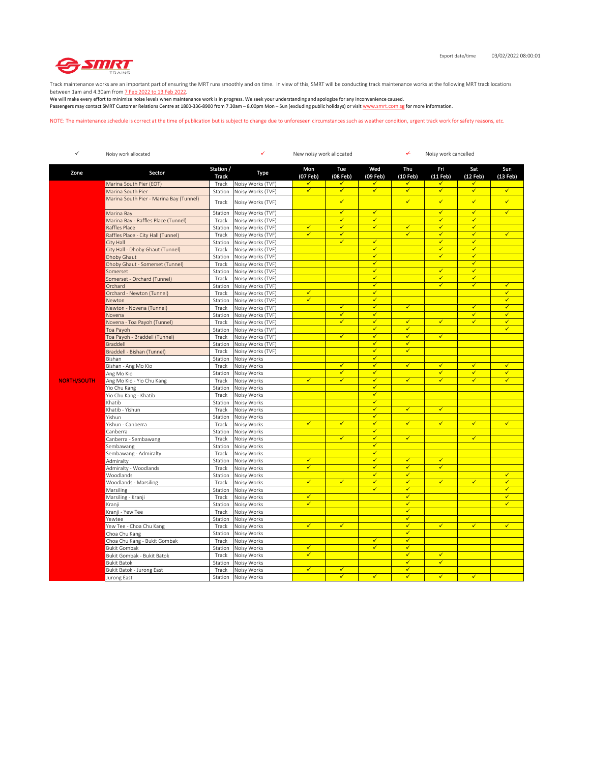Export date/time 03/02/2022 08:00:01

Track maintenance works are an important part of ensuring the MRT runs smoothly and on time. In view of this, SMRT will be conducting track maintenance works at the following MRT track locations between 1am and 4.30am from 7 Feb 2022 to 13 Feb 2022.
We will make every effort to minimize noise levels when maintenance work is in progress. We seek your understanding and apologize for any inconvenience caused.
Passengers may contact SMRT Customer Relations Centre at 1800-336-8900 from 7.30am – 8.00pm Mon – Sun (excluding public holidays) or visit www.smrt.com.sg for more information.

NOTE: The maintenance schedule is correct at the time of publication but is subject to change due to unforeseen circumstances such as weather condition, urgent track work for safety reasons, etc.

✓ Noisy work allocated ✓ New noisy work allocated ✓ Noisy work cancelled

| Zone | Sector | Station / Track | Type | Mon (07 Feb) | Tue (08 Feb) | Wed (09 Feb) | Thu (10 Feb) | Fri (11 Feb) | Sat (12 Feb) | Sun (13 Feb) |
|---|---|---|---|---|---|---|---|---|---|---|
| NORTH/SOUTH | Marina South Pier (EOT) | Track | Noisy Works (TVF) | ✓ | ✓ | ✓ | ✓ | ✓ | ✓ | |
| | Marina South Pier | Station | Noisy Works (TVF) | ✓ | ✓ | ✓ | ✓ | ✓ | ✓ | ✓ |
| | Marina South Pier - Marina Bay (Tunnel) | Track | Noisy Works (TVF) | | ✓ | | ✓ | ✓ | ✓ | ✓ |
| | Marina Bay | Station | Noisy Works (TVF) | | ✓ | ✓ | | ✓ | ✓ | ✓ |
| | Marina Bay - Raffles Place (Tunnel) | Track | Noisy Works (TVF) | | ✓ | ✓ | | ✓ | ✓ | |
| | Raffles Place | Station | Noisy Works (TVF) | ✓ | ✓ | ✓ | ✓ | ✓ | ✓ | |
| | Raffles Place - City Hall (Tunnel) | Track | Noisy Works (TVF) | ✓ | ✓ | | ✓ | ✓ | ✓ | ✓ |
| | City Hall | Station | Noisy Works (TVF) | | ✓ | ✓ | | ✓ | ✓ | |
| | City Hall - Dhoby Ghaut (Tunnel) | Track | Noisy Works (TVF) | | | ✓ | | ✓ | ✓ | |
| | Dhoby Ghaut | Station | Noisy Works (TVF) | | | ✓ | | ✓ | ✓ | |
| | Dhoby Ghaut - Somerset (Tunnel) | Track | Noisy Works (TVF) | | | ✓ | | | ✓ | |
| | Somerset | Station | Noisy Works (TVF) | | | ✓ | | ✓ | ✓ | |
| | Somerset - Orchard (Tunnel) | Track | Noisy Works (TVF) | | | ✓ | | ✓ | ✓ | |
| | Orchard | Station | Noisy Works (TVF) | | | ✓ | | ✓ | ✓ | ✓ |
| | Orchard - Newton (Tunnel) | Track | Noisy Works (TVF) | ✓ | | ✓ | | | | ✓ |
| | Newton | Station | Noisy Works (TVF) | ✓ | | ✓ | | | | ✓ |
| | Newton - Novena (Tunnel) | Track | Noisy Works (TVF) | | ✓ | ✓ | ✓ | | ✓ | ✓ |
| | Novena | Station | Noisy Works (TVF) | | ✓ | ✓ | | | ✓ | ✓ |
| | Novena - Toa Payoh (Tunnel) | Track | Noisy Works (TVF) | | ✓ | ✓ | ✓ | ✓ | ✓ | ✓ |
| | Toa Payoh | Station | Noisy Works (TVF) | | | ✓ | ✓ | | | ✓ |
| | Toa Payoh - Braddell (Tunnel) | Track | Noisy Works (TVF) | | ✓ | ✓ | ✓ | ✓ | | |
| | Braddell | Station | Noisy Works (TVF) | | | ✓ | ✓ | | | |
| | Braddell - Bishan (Tunnel) | Track | Noisy Works (TVF) | | | ✓ | ✓ | | | |
| | Bishan | Station | Noisy Works | | | ✓ | | | | |
| | Bishan - Ang Mo Kio | Track | Noisy Works | | ✓ | ✓ | ✓ | ✓ | ✓ | ✓ |
| | Ang Mo Kio | Station | Noisy Works | | ✓ | ✓ | | ✓ | ✓ | ✓ |
| | Ang Mo Kio - Yio Chu Kang | Track | Noisy Works | ✓ | ✓ | ✓ | ✓ | ✓ | ✓ | ✓ |
| | Yio Chu Kang | Station | Noisy Works | | | ✓ | | | | |
| | Yio Chu Kang - Khatib | Track | Noisy Works | | | ✓ | | | | |
| | Khatib | Station | Noisy Works | | | ✓ | | | | |
| | Khatib - Yishun | Track | Noisy Works | | | ✓ | ✓ | ✓ | | |
| | Yishun | Station | Noisy Works | | | ✓ | | | | |
| | Yishun - Canberra | Track | Noisy Works | ✓ | ✓ | ✓ | ✓ | ✓ | ✓ | ✓ |
| | Canberra | Station | Noisy Works | | | ✓ | | | | |
| | Canberra - Sembawang | Track | Noisy Works | | ✓ | ✓ | ✓ | | ✓ | |
| | Sembawang | Station | Noisy Works | | | ✓ | | | | |
| | Sembawang - Admiralty | Track | Noisy Works | | | ✓ | | | | |
| | Admiralty | Station | Noisy Works | ✓ | | ✓ | ✓ | ✓ | | |
| | Admiralty - Woodlands | Track | Noisy Works | ✓ | | ✓ | ✓ | ✓ | | |
| | Woodlands | Station | Noisy Works | | | ✓ | ✓ | | | ✓ |
| | Woodlands - Marsiling | Track | Noisy Works | ✓ | ✓ | ✓ | ✓ | ✓ | ✓ | ✓ |
| | Marsiling | Station | Noisy Works | | | ✓ | ✓ | | | ✓ |
| | Marsiling - Kranji | Track | Noisy Works | ✓ | | | ✓ | | | ✓ |
| | Kranji | Station | Noisy Works | ✓ | | | ✓ | | | ✓ |
| | Kranji - Yew Tee | Track | Noisy Works | | | | ✓ | | | |
| | Yewtee | Station | Noisy Works | | | | ✓ | | | |
| | Yew Tee - Choa Chu Kang | Track | Noisy Works | ✓ | ✓ | | ✓ | ✓ | ✓ | ✓ |
| | Choa Chu Kang | Station | Noisy Works | | | | ✓ | | | |
| | Choa Chu Kang - Bukit Gombak | Track | Noisy Works | | | ✓ | ✓ | | | |
| | Bukit Gombak | Station | Noisy Works | ✓ | | ✓ | ✓ | | | |
| | Bukit Gombak - Bukit Batok | Track | Noisy Works | ✓ | | | ✓ | ✓ | | |
| | Bukit Batok | Station | Noisy Works | | | | ✓ | ✓ | | |
| | Bukit Batok - Jurong East | Track | Noisy Works | ✓ | ✓ | | ✓ | | | |
| | Jurong East | Station | Noisy Works | | ✓ | ✓ | ✓ | ✓ | ✓ | |